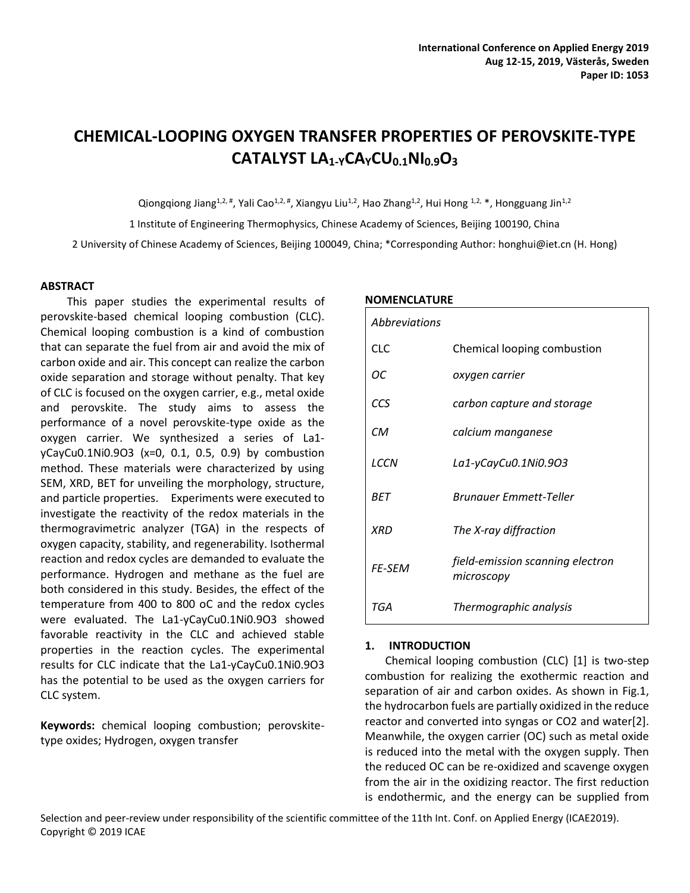# CHEMICAL-LOOPING OXYGEN TRANSFER PROPERTIES OF PEROVSKITE-TYPE CATALYST $LA_{1-Y}CA_YCU_{0.1}NI_{0.9}O_3$

Qiongqiong Jiang[1,2,#], Yali Cao[1,2,#], Xiangyu Liu[1,2], Hao Zhang[1,2], Hui Hong [1,2,*], Hongguang Jin[1,2]

1 Institute of Engineering Thermophysics, Chinese Academy of Sciences, Beijing 100190, China

2 University of Chinese Academy of Sciences, Beijing 100049, China; *Corresponding Author: honghui@iet.cn (H. Hong)

## ABSTRACT

This paper studies the experimental results of perovskite-based chemical looping combustion (CLC). Chemical looping combustion is a kind of combustion that can separate the fuel from air and avoid the mix of carbon oxide and air. This concept can realize the carbon oxide separation and storage without penalty. That key of CLC is focused on the oxygen carrier, e.g., metal oxide and perovskite. The study aims to assess the performance of a novel perovskite-type oxide as the oxygen carrier. We synthesized a series of La1-yCayCu0.1Ni0.9O3 (x=0, 0.1, 0.5, 0.9) by combustion method. These materials were characterized by using SEM, XRD, BET for unveiling the morphology, structure, and particle properties. Experiments were executed to investigate the reactivity of the redox materials in the thermogravimetric analyzer (TGA) in the respects of oxygen capacity, stability, and regenerability. Isothermal reaction and redox cycles are demanded to evaluate the performance. Hydrogen and methane as the fuel are both considered in this study. Besides, the effect of the temperature from 400 to 800 oC and the redox cycles were evaluated. The La1-yCayCu0.1Ni0.9O3 showed favorable reactivity in the CLC and achieved stable properties in the reaction cycles. The experimental results for CLC indicate that the La1-yCayCu0.1Ni0.9O3 has the potential to be used as the oxygen carriers for CLC system.

**Keywords:** chemical looping combustion; perovskite-type oxides; Hydrogen, oxygen transfer

## NOMENCLATURE

| *Abbreviations* | |
|---|---|
| CLC | Chemical looping combustion |
| *OC* | *oxygen carrier* |
| *CCS* | *carbon capture and storage* |
| *CM* | *calcium manganese* |
| *LCCN* | *La1-yCayCu0.1Ni0.9O3* |
| *BET* | *Brunauer Emmett-Teller* |
| *XRD* | *The X-ray diffraction* |
| *FE-SEM* | *field-emission scanning electron microscopy* |
| *TGA* | *Thermographic analysis* |

## 1. INTRODUCTION

Chemical looping combustion (CLC) [1] is two-step combustion for realizing the exothermic reaction and separation of air and carbon oxides. As shown in Fig.1, the hydrocarbon fuels are partially oxidized in the reduce reactor and converted into syngas or CO2 and water[2]. Meanwhile, the oxygen carrier (OC) such as metal oxide is reduced into the metal with the oxygen supply. Then the reduced OC can be re-oxidized and scavenge oxygen from the air in the oxidizing reactor. The first reduction is endothermic, and the energy can be supplied from

Selection and peer-review under responsibility of the scientific committee of the 11th Int. Conf. on Applied Energy (ICAE2019).
Copyright © 2019 ICAE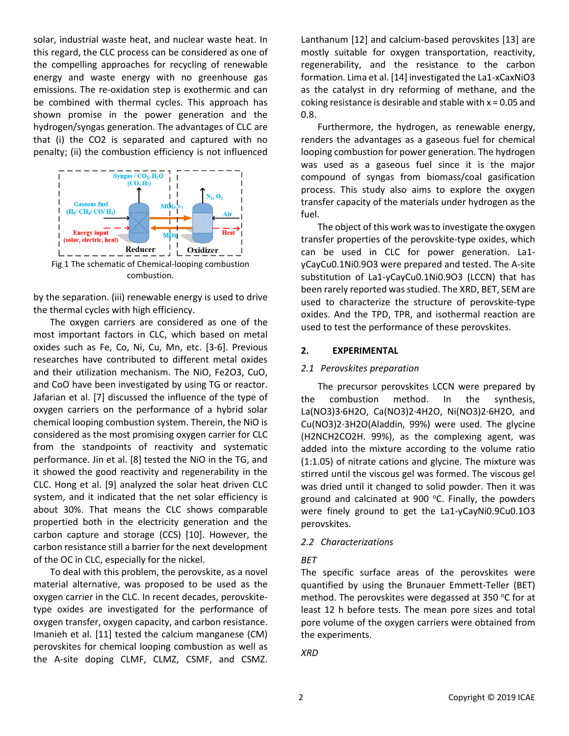solar, industrial waste heat, and nuclear waste heat. In this regard, the CLC process can be considered as one of the compelling approaches for recycling of renewable energy and waste energy with no greenhouse gas emissions. The re-oxidation step is exothermic and can be combined with thermal cycles. This approach has shown promise in the power generation and the hydrogen/syngas generation. The advantages of CLC are that (i) the $CO_2$ is separated and captured with no penalty; (ii) the combustion efficiency is not influenced by the separation. (iii) renewable energy is used to drive the thermal cycles with high efficiency.

Fig 1 The schematic of Chemical-looping combustion combustion.

The oxygen carriers are considered as one of the most important factors in CLC, which based on metal oxides such as Fe, Co, Ni, Cu, Mn, etc. [3-6]. Previous researches have contributed to different metal oxides and their utilization mechanism. The NiO, $Fe_2O_3$, CuO, and CoO have been investigated by using TG or reactor. Jafarian et al. [7] discussed the influence of the type of oxygen carriers on the performance of a hybrid solar chemical looping combustion system. Therein, the NiO is considered as the most promising oxygen carrier for CLC from the standpoints of reactivity and systematic performance. Jin et al. [8] tested the NiO in the TG, and it showed the good reactivity and regenerability in the CLC. Hong et al. [9] analyzed the solar heat driven CLC system, and it indicated that the net solar efficiency is about 30%. That means the CLC shows comparable propertied both in the electricity generation and the carbon capture and storage (CCS) [10]. However, the carbon resistance still a barrier for the next development of the OC in CLC, especially for the nickel.

To deal with this problem, the perovskite, as a novel material alternative, was proposed to be used as the oxygen carrier in the CLC. In recent decades, perovskite-type oxides are investigated for the performance of oxygen transfer, oxygen capacity, and carbon resistance. Imanieh et al. [11] tested the calcium manganese (CM) perovskites for chemical looping combustion as well as the A-site doping CLMF, CLMZ, CSMF, and CSMZ. Lanthanum [12] and calcium-based perovskites [13] are mostly suitable for oxygen transportation, reactivity, regenerability, and the resistance to the carbon formation. Lima et al. [14] investigated the $La_{1-x}Ca_xNiO_3$ as the catalyst in dry reforming of methane, and the coking resistance is desirable and stable with x = 0.05 and 0.8.

Furthermore, the hydrogen, as renewable energy, renders the advantages as a gaseous fuel for chemical looping combustion for power generation. The hydrogen was used as a gaseous fuel since it is the major compound of syngas from biomass/coal gasification process. This study also aims to explore the oxygen transfer capacity of the materials under hydrogen as the fuel.

The object of this work was to investigate the oxygen transfer properties of the perovskite-type oxides, which can be used in CLC for power generation. $La_{1-y}Ca_yCu_{0.1}Ni_{0.9}O_3$ were prepared and tested. The A-site substitution of $La_{1-y}Ca_yCu_{0.1}Ni_{0.9}O_3$ (LCCN) that has been rarely reported was studied. The XRD, BET, SEM are used to characterize the structure of perovskite-type oxides. And the TPD, TPR, and isothermal reaction are used to test the performance of these perovskites.

## 2. EXPERIMENTAL

### *2.1 Perovskites preparation*

The precursor perovskites LCCN were prepared by the combustion method. In the synthesis, $La(NO_3)_3{\cdot}6H_2O$, $Ca(NO_3)_2{\cdot}4H_2O$, $Ni(NO_3)_2{\cdot}6H_2O$, and $Cu(NO_3)_2{\cdot}3H_2O$(Aladdin, 99%) were used. The glycine ($H_2NCH_2CO_2H$. 99%), as the complexing agent, was added into the mixture according to the volume ratio (1:1.05) of nitrate cations and glycine. The mixture was stirred until the viscous gel was formed. The viscous gel was dried until it changed to solid powder. Then it was ground and calcinated at 900 °C. Finally, the powders were finely ground to get the $La_{1-y}Ca_yNi_{0.9}Cu_{0.1}O_3$ perovskites.

### *2.2 Characterizations*

*BET*

The specific surface areas of the perovskites were quantified by using the Brunauer Emmett-Teller (BET) method. The perovskites were degassed at 350 °C for at least 12 h before tests. The mean pore sizes and total pore volume of the oxygen carriers were obtained from the experiments.

*XRD*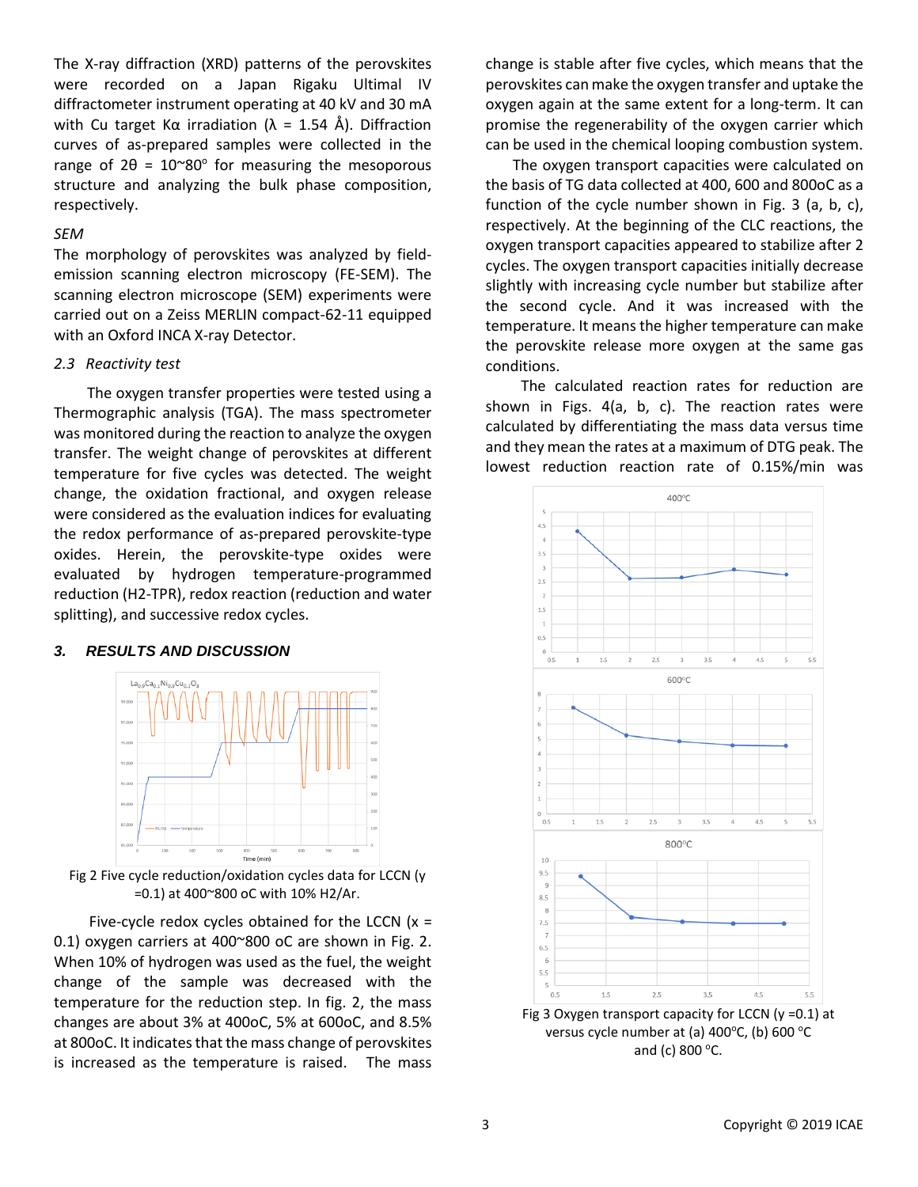The X-ray diffraction (XRD) patterns of the perovskites were recorded on a Japan Rigaku Ultimal IV diffractometer instrument operating at 40 kV and 30 mA with Cu target Kα irradiation (λ = 1.54 Å). Diffraction curves of as-prepared samples were collected in the range of 2θ = 10~80° for measuring the mesoporous structure and analyzing the bulk phase composition, respectively.

*SEM*

The morphology of perovskites was analyzed by field-emission scanning electron microscopy (FE-SEM). The scanning electron microscope (SEM) experiments were carried out on a Zeiss MERLIN compact-62-11 equipped with an Oxford INCA X-ray Detector.

### 2.3 Reactivity test

The oxygen transfer properties were tested using a Thermographic analysis (TGA). The mass spectrometer was monitored during the reaction to analyze the oxygen transfer. The weight change of perovskites at different temperature for five cycles was detected. The weight change, the oxidation fractional, and oxygen release were considered as the evaluation indices for evaluating the redox performance of as-prepared perovskite-type oxides. Herein, the perovskite-type oxides were evaluated by hydrogen temperature-programmed reduction (H2-TPR), redox reaction (reduction and water splitting), and successive redox cycles.

## 3. RESULTS AND DISCUSSION

Fig 2 Five cycle reduction/oxidation cycles data for LCCN (y =0.1) at 400~800 oC with 10% H2/Ar.

Five-cycle redox cycles obtained for the LCCN (x = 0.1) oxygen carriers at 400~800 oC are shown in Fig. 2. When 10% of hydrogen was used as the fuel, the weight change of the sample was decreased with the temperature for the reduction step. In fig. 2, the mass changes are about 3% at 400oC, 5% at 600oC, and 8.5% at 800oC. It indicates that the mass change of perovskites is increased as the temperature is raised. The mass change is stable after five cycles, which means that the perovskites can make the oxygen transfer and uptake the oxygen again at the same extent for a long-term. It can promise the regenerability of the oxygen carrier which can be used in the chemical looping combustion system.

The oxygen transport capacities were calculated on the basis of TG data collected at 400, 600 and 800oC as a function of the cycle number shown in Fig. 3 (a, b, c), respectively. At the beginning of the CLC reactions, the oxygen transport capacities appeared to stabilize after 2 cycles. The oxygen transport capacities initially decrease slightly with increasing cycle number but stabilize after the second cycle. And it was increased with the temperature. It means the higher temperature can make the perovskite release more oxygen at the same gas conditions.

The calculated reaction rates for reduction are shown in Figs. 4(a, b, c). The reaction rates were calculated by differentiating the mass data versus time and they mean the rates at a maximum of DTG peak. The lowest reduction reaction rate of 0.15%/min was

Fig 3 Oxygen transport capacity for LCCN (y =0.1) at versus cycle number at (a) 400°C, (b) 600 °C and (c) 800 °C.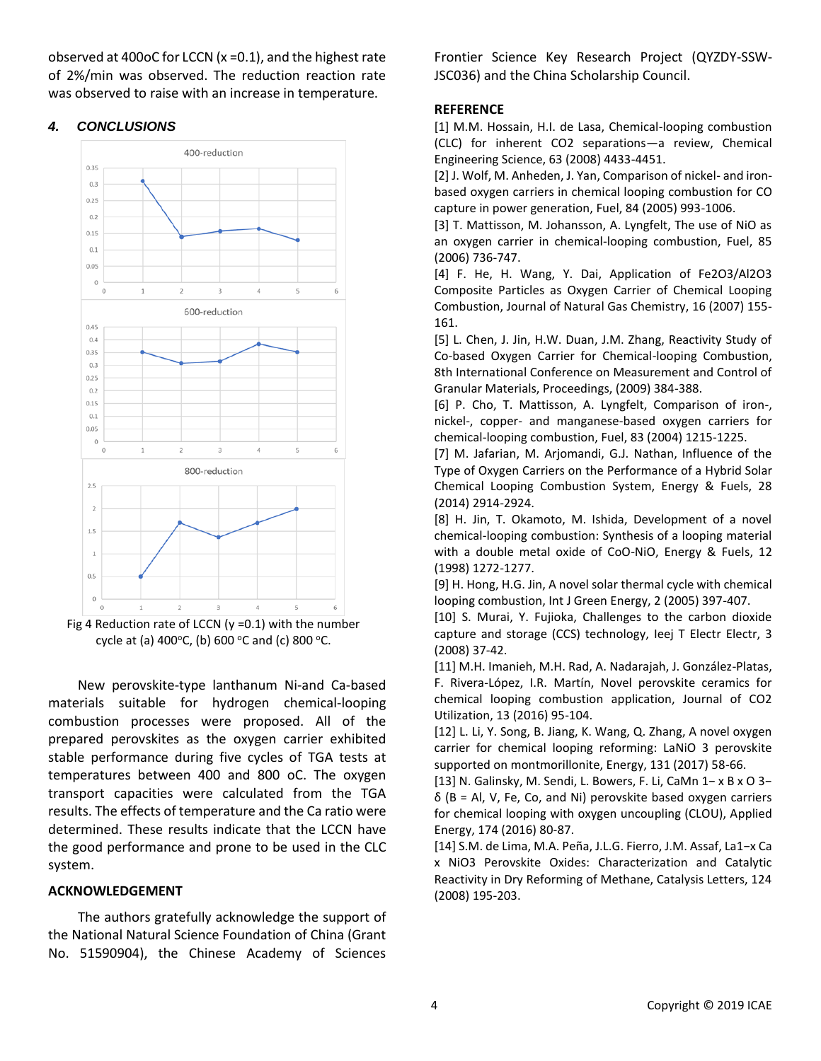observed at 400oC for LCCN (x =0.1), and the highest rate of 2%/min was observed. The reduction reaction rate was observed to raise with an increase in temperature.

## 4. CONCLUSIONS

400-reduction

0.35
0.3
0.25
0.2
0.15
0.1
0.05
0
0 1 2 3 4 5 6

600-reduction

0.45
0.4
0.35
0.3
0.25
0.2
0.15
0.1
0.05
0
0 1 2 3 4 5 6

800-reduction

2.5
2
1.5
1
0.5
0
0 1 2 3 4 5 6

Fig 4 Reduction rate of LCCN (y =0.1) with the number cycle at (a) 400°C, (b) 600 °C and (c) 800 °C.

New perovskite-type lanthanum Ni-and Ca-based materials suitable for hydrogen chemical-looping combustion processes were proposed. All of the prepared perovskites as the oxygen carrier exhibited stable performance during five cycles of TGA tests at temperatures between 400 and 800 oC. The oxygen transport capacities were calculated from the TGA results. The effects of temperature and the Ca ratio were determined. These results indicate that the LCCN have the good performance and prone to be used in the CLC system.

## ACKNOWLEDGEMENT

The authors gratefully acknowledge the support of the National Natural Science Foundation of China (Grant No. 51590904), the Chinese Academy of Sciences Frontier Science Key Research Project (QYZDY-SSW-JSC036) and the China Scholarship Council.

## REFERENCE

[1] M.M. Hossain, H.I. de Lasa, Chemical-looping combustion (CLC) for inherent CO2 separations—a review, Chemical Engineering Science, 63 (2008) 4433-4451.

[2] J. Wolf, M. Anheden, J. Yan, Comparison of nickel- and iron-based oxygen carriers in chemical looping combustion for CO capture in power generation, Fuel, 84 (2005) 993-1006.

[3] T. Mattisson, M. Johansson, A. Lyngfelt, The use of NiO as an oxygen carrier in chemical-looping combustion, Fuel, 85 (2006) 736-747.

[4] F. He, H. Wang, Y. Dai, Application of Fe2O3/Al2O3 Composite Particles as Oxygen Carrier of Chemical Looping Combustion, Journal of Natural Gas Chemistry, 16 (2007) 155-161.

[5] L. Chen, J. Jin, H.W. Duan, J.M. Zhang, Reactivity Study of Co-based Oxygen Carrier for Chemical-looping Combustion, 8th International Conference on Measurement and Control of Granular Materials, Proceedings, (2009) 384-388.

[6] P. Cho, T. Mattisson, A. Lyngfelt, Comparison of iron-, nickel-, copper- and manganese-based oxygen carriers for chemical-looping combustion, Fuel, 83 (2004) 1215-1225.

[7] M. Jafarian, M. Arjomandi, G.J. Nathan, Influence of the Type of Oxygen Carriers on the Performance of a Hybrid Solar Chemical Looping Combustion System, Energy & Fuels, 28 (2014) 2914-2924.

[8] H. Jin, T. Okamoto, M. Ishida, Development of a novel chemical-looping combustion: Synthesis of a looping material with a double metal oxide of CoO-NiO, Energy & Fuels, 12 (1998) 1272-1277.

[9] H. Hong, H.G. Jin, A novel solar thermal cycle with chemical looping combustion, Int J Green Energy, 2 (2005) 397-407.

[10] S. Murai, Y. Fujioka, Challenges to the carbon dioxide capture and storage (CCS) technology, Ieej T Electr Electr, 3 (2008) 37-42.

[11] M.H. Imanieh, M.H. Rad, A. Nadarajah, J. González-Platas, F. Rivera-López, I.R. Martín, Novel perovskite ceramics for chemical looping combustion application, Journal of CO2 Utilization, 13 (2016) 95-104.

[12] L. Li, Y. Song, B. Jiang, K. Wang, Q. Zhang, A novel oxygen carrier for chemical looping reforming: LaNiO 3 perovskite supported on montmorillonite, Energy, 131 (2017) 58-66.

[13] N. Galinsky, M. Sendi, L. Bowers, F. Li, CaMn 1− x B x O 3−δ (B = Al, V, Fe, Co, and Ni) perovskite based oxygen carriers for chemical looping with oxygen uncoupling (CLOU), Applied Energy, 174 (2016) 80-87.

[14] S.M. de Lima, M.A. Peña, J.L.G. Fierro, J.M. Assaf, La1−x Ca x NiO3 Perovskite Oxides: Characterization and Catalytic Reactivity in Dry Reforming of Methane, Catalysis Letters, 124 (2008) 195-203.